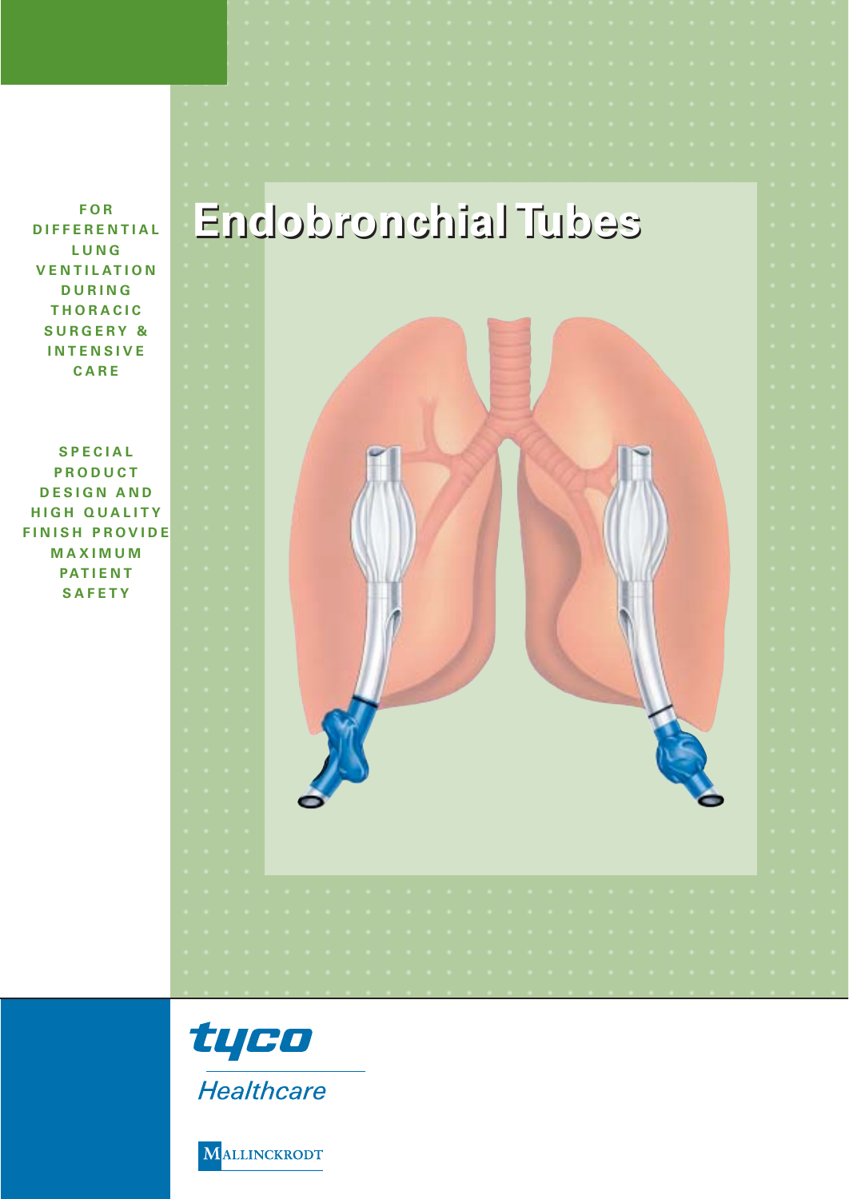# Endobronchial Tubes

FOR DIFFERENTIAL LUNG VENTILATION DURING THORACIC SURGERY & INTENSIVE CARE

SPECIAL PRODUCT DESIGN AND HIGH QUALITY FINISH PROVIDE MAXIMUM PATIENT SAFETY

tyco Healthcare

MALLINCKRODT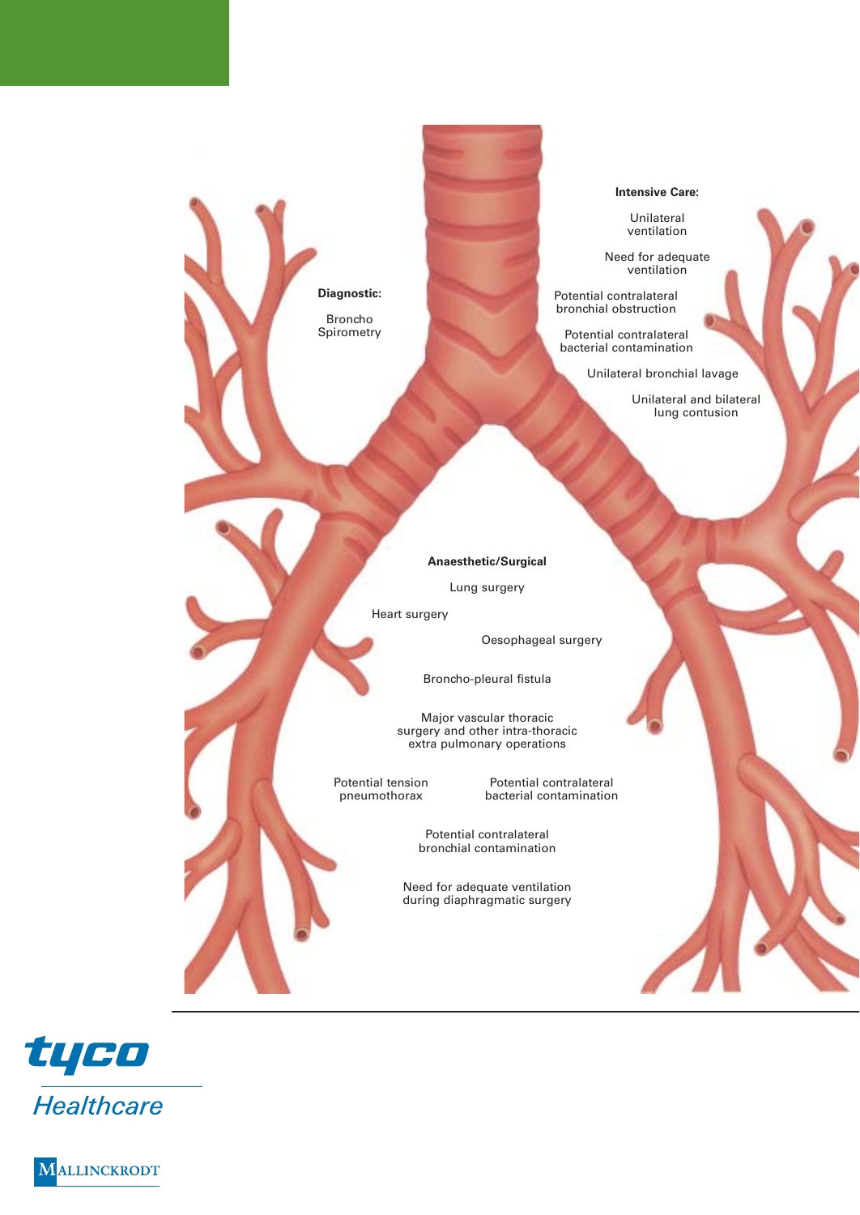**Diagnostic:**

Broncho
Spirometry

**Intensive Care:**

Unilateral ventilation

Need for adequate ventilation

Potential contralateral bronchial obstruction

Potential contralateral bacterial contamination

Unilateral bronchial lavage

Unilateral and bilateral lung contusion

**Anaesthetic/Surgical**

Lung surgery

Heart surgery

Oesophageal surgery

Broncho-pleural fistula

Major vascular thoracic surgery and other intra-thoracic extra pulmonary operations

Potential tension pneumothorax

Potential contralateral bacterial contamination

Potential contralateral bronchial contamination

Need for adequate ventilation during diaphragmatic surgery

tyco Healthcare

MALLINCKRODT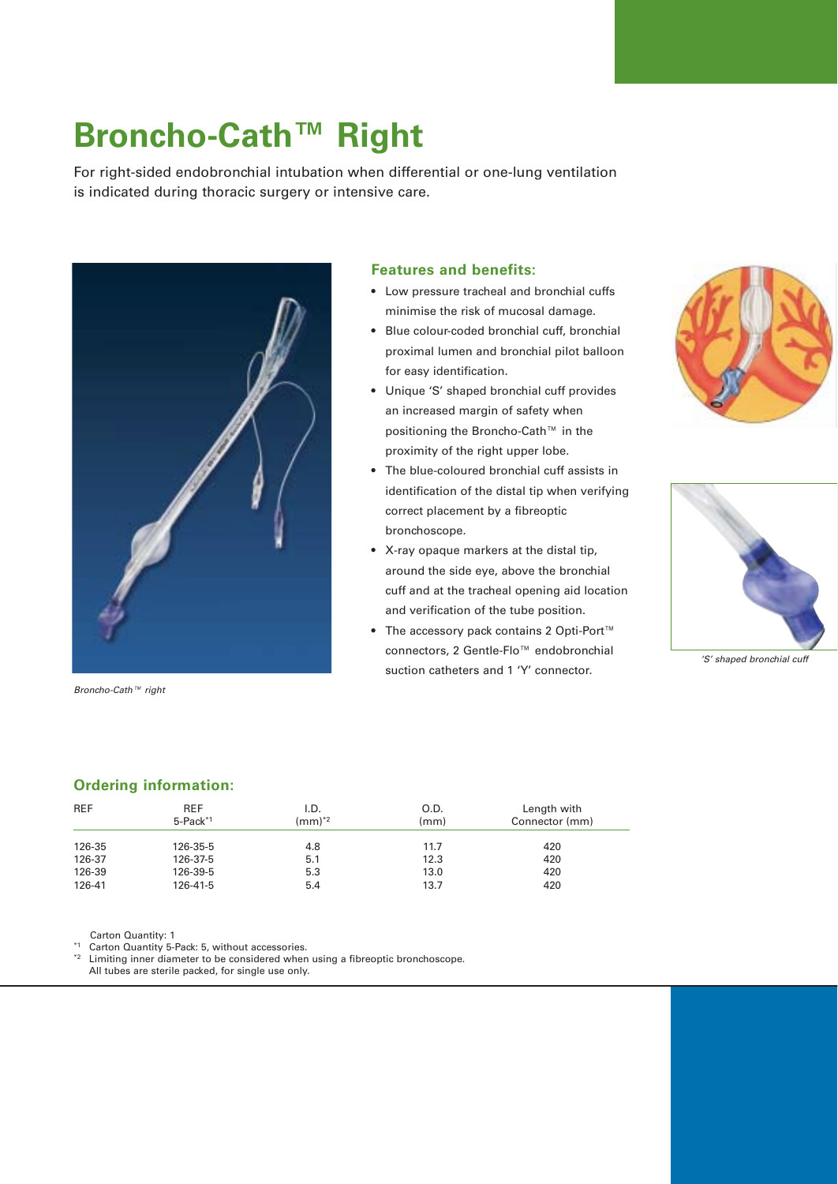# Broncho-Cath™ Right

For right-sided endobronchial intubation when differential or one-lung ventilation is indicated during thoracic surgery or intensive care.

*Broncho-Cath™ right*

### Features and benefits:

- Low pressure tracheal and bronchial cuffs minimise the risk of mucosal damage.
- Blue colour-coded bronchial cuff, bronchial proximal lumen and bronchial pilot balloon for easy identification.
- Unique 'S' shaped bronchial cuff provides an increased margin of safety when positioning the Broncho-Cath™ in the proximity of the right upper lobe.
- The blue-coloured bronchial cuff assists in identification of the distal tip when verifying correct placement by a fibreoptic bronchoscope.
- X-ray opaque markers at the distal tip, around the side eye, above the bronchial cuff and at the tracheal opening aid location and verification of the tube position.
- The accessory pack contains 2 Opti-Port™ connectors, 2 Gentle-Flo™ endobronchial suction catheters and 1 'Y' connector.

*'S' shaped bronchial cuff*

### Ordering information:

| REF | REF 5-Pack[*1] | I.D. (mm)[*2] | O.D. (mm) | Length with Connector (mm) |
|---|---|---|---|---|
| 126-35 | 126-35-5 | 4.8 | 11.7 | 420 |
| 126-37 | 126-37-5 | 5.1 | 12.3 | 420 |
| 126-39 | 126-39-5 | 5.3 | 13.0 | 420 |
| 126-41 | 126-41-5 | 5.4 | 13.7 | 420 |

Carton Quantity: 1

[*1] Carton Quantity 5-Pack: 5, without accessories.

[*2] Limiting inner diameter to be considered when using a fibreoptic bronchoscope.

All tubes are sterile packed, for single use only.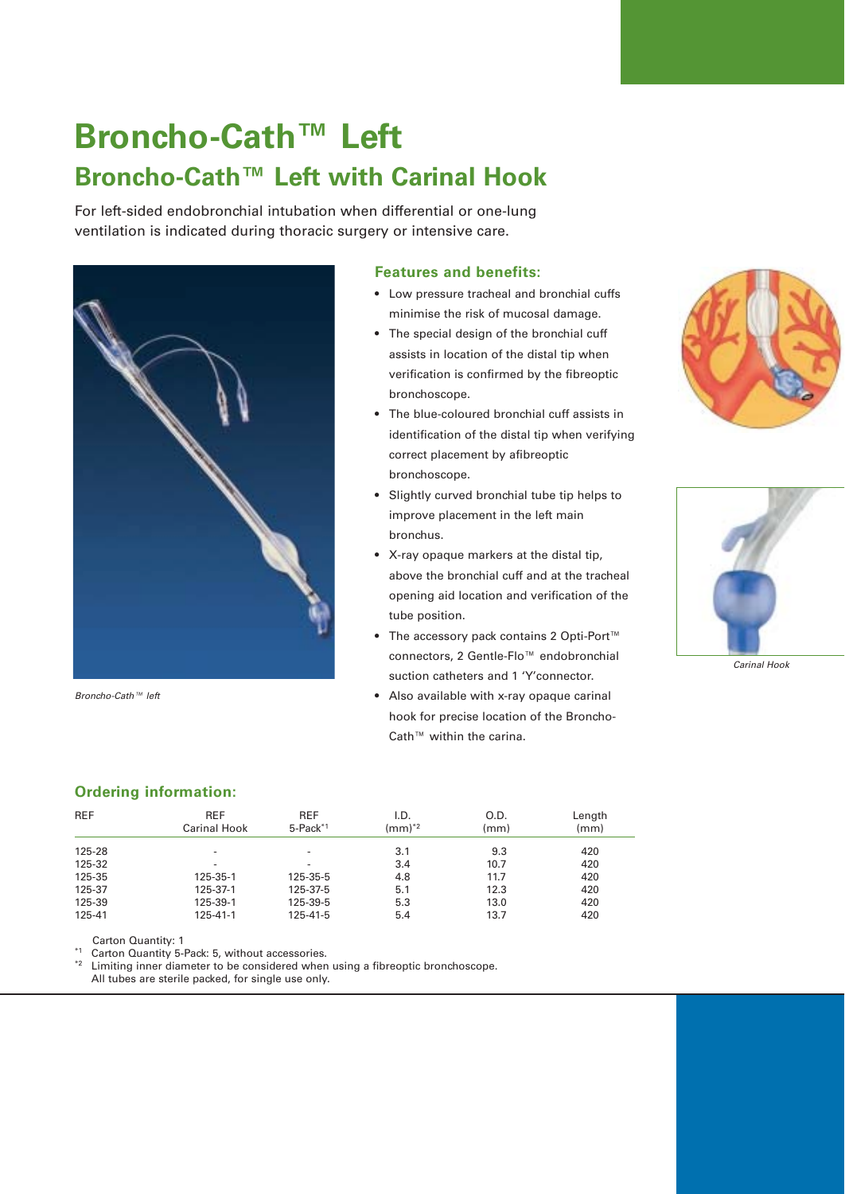# Broncho-Cath™ Left

## Broncho-Cath™ Left with Carinal Hook

For left-sided endobronchial intubation when differential or one-lung ventilation is indicated during thoracic surgery or intensive care.

*Broncho-Cath™ left*

### Features and benefits:

- Low pressure tracheal and bronchial cuffs minimise the risk of mucosal damage.
- The special design of the bronchial cuff assists in location of the distal tip when verification is confirmed by the fibreoptic bronchoscope.
- The blue-coloured bronchial cuff assists in identification of the distal tip when verifying correct placement by afibreoptic bronchoscope.
- Slightly curved bronchial tube tip helps to improve placement in the left main bronchus.
- X-ray opaque markers at the distal tip, above the bronchial cuff and at the tracheal opening aid location and verification of the tube position.
- The accessory pack contains 2 Opti-Port™ connectors, 2 Gentle-Flo™ endobronchial suction catheters and 1 'Y'connector.
- Also available with x-ray opaque carinal hook for precise location of the Broncho-Cath™ within the carina.

*Carinal Hook*

### Ordering information:

| REF | REF Carinal Hook | REF 5-Pack[*1] | I.D. (mm)[*2] | O.D. (mm) | Length (mm) |
|---|---|---|---|---|---|
| 125-28 | - | - | 3.1 | 9.3 | 420 |
| 125-32 | - | - | 3.4 | 10.7 | 420 |
| 125-35 | 125-35-1 | 125-35-5 | 4.8 | 11.7 | 420 |
| 125-37 | 125-37-1 | 125-37-5 | 5.1 | 12.3 | 420 |
| 125-39 | 125-39-1 | 125-39-5 | 5.3 | 13.0 | 420 |
| 125-41 | 125-41-1 | 125-41-5 | 5.4 | 13.7 | 420 |

Carton Quantity: 1

[*1] Carton Quantity 5-Pack: 5, without accessories.

[*2] Limiting inner diameter to be considered when using a fibreoptic bronchoscope.
All tubes are sterile packed, for single use only.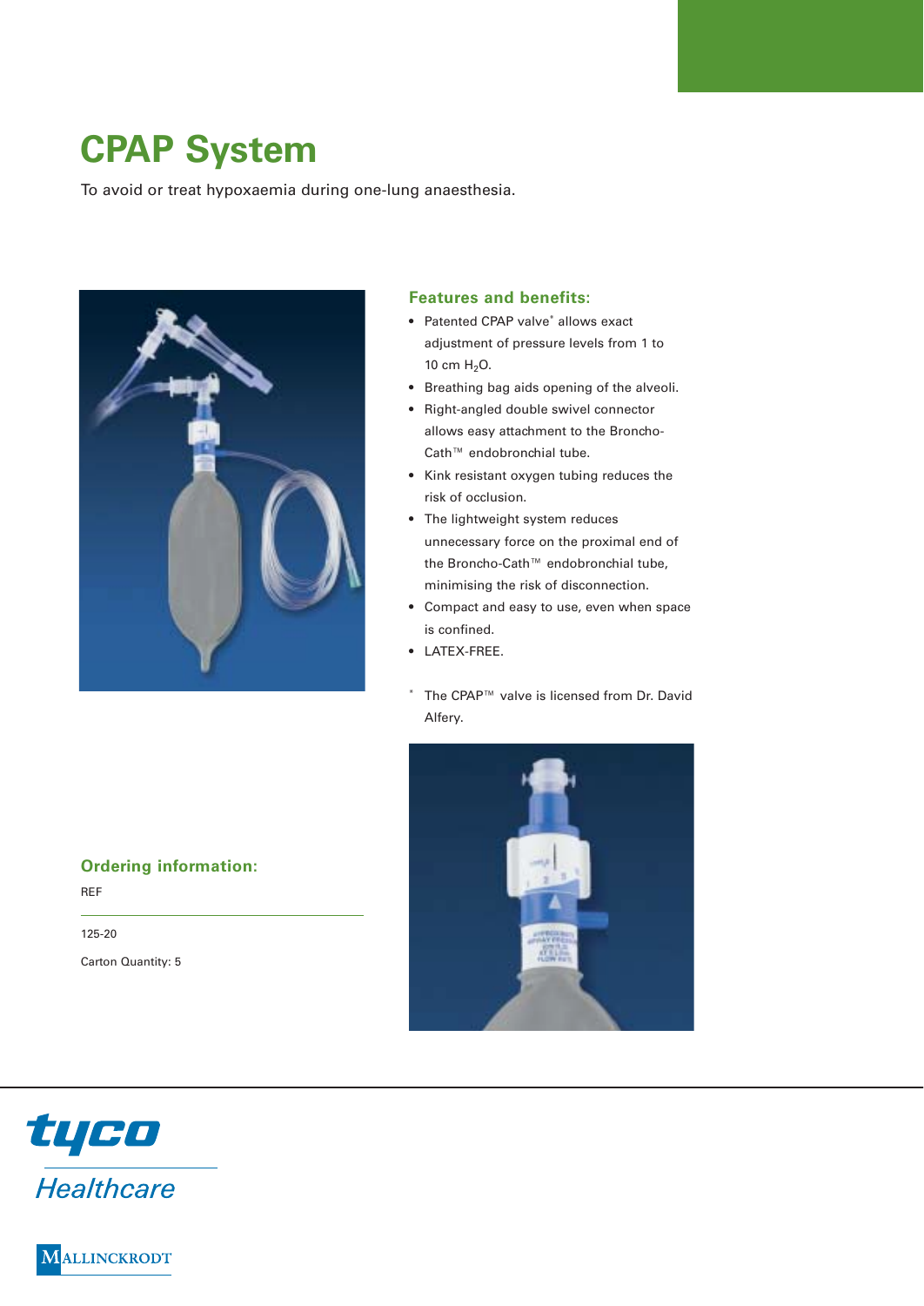# CPAP System

To avoid or treat hypoxaemia during one-lung anaesthesia.

## Features and benefits:

- Patented CPAP valve* allows exact adjustment of pressure levels from 1 to 10 cm $H_2O$.
- Breathing bag aids opening of the alveoli.
- Right-angled double swivel connector allows easy attachment to the Broncho-Cath™ endobronchial tube.
- Kink resistant oxygen tubing reduces the risk of occlusion.
- The lightweight system reduces unnecessary force on the proximal end of the Broncho-Cath™ endobronchial tube, minimising the risk of disconnection.
- Compact and easy to use, even when space is confined.
- LATEX-FREE.

* The CPAP™ valve is licensed from Dr. David Alfery.

## Ordering information:

| REF |
| --- |
| 125-20 |

Carton Quantity: 5

tyco Healthcare

MALLINCKRODT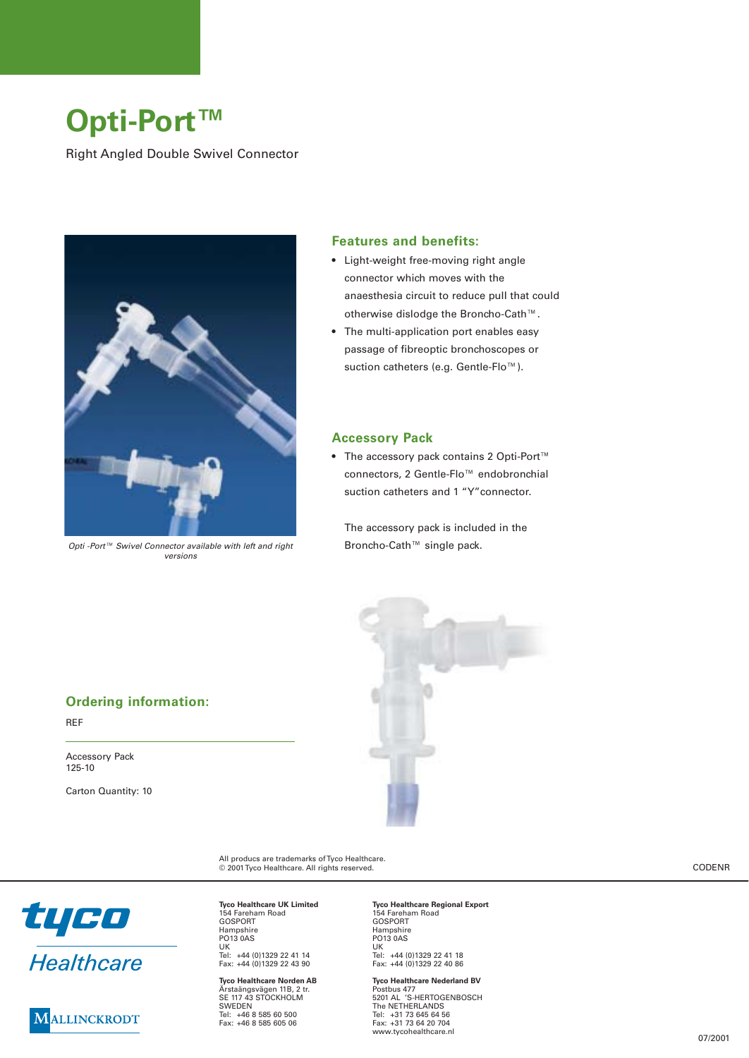# Opti-Port™

Right Angled Double Swivel Connector

*Opti -Port™ Swivel Connector available with left and right versions*

## Features and benefits:

- Light-weight free-moving right angle connector which moves with the anaesthesia circuit to reduce pull that could otherwise dislodge the Broncho-Cath™.
- The multi-application port enables easy passage of fibreoptic bronchoscopes or suction catheters (e.g. Gentle-Flo™).

## Accessory Pack

- The accessory pack contains 2 Opti-Port™ connectors, 2 Gentle-Flo™ endobronchial suction catheters and 1 "Y" connector.

  The accessory pack is included in the Broncho-Cath™ single pack.

## Ordering information:

REF

Accessory Pack
125-10

Carton Quantity: 10

All producs are trademarks of Tyco Healthcare.
© 2001 Tyco Healthcare. All rights reserved.

CODENR

tyco Healthcare

MALLINCKRODT

**Tyco Healthcare UK Limited**
154 Fareham Road
GOSPORT
Hampshire
PO13 0AS
UK
Tel: +44 (0)1329 22 41 14
Fax: +44 (0)1329 22 43 90

**Tyco Healthcare Regional Export**
154 Fareham Road
GOSPORT
Hampshire
PO13 0AS
UK
Tel: +44 (0)1329 22 41 18
Fax: +44 (0)1329 22 40 86

**Tyco Healthcare Norden AB**
Årstaängsvägen 11B, 2 tr.
SE 117 43 STOCKHOLM
SWEDEN
Tel: +46 8 585 60 500
Fax: +46 8 585 605 06

**Tyco Healthcare Nederland BV**
Postbus 477
5201 AL 'S-HERTOGENBOSCH
The NETHERLANDS
Tel: +31 73 645 64 56
Fax: +31 73 64 20 704
www.tycohealthcare.nl

07/2001